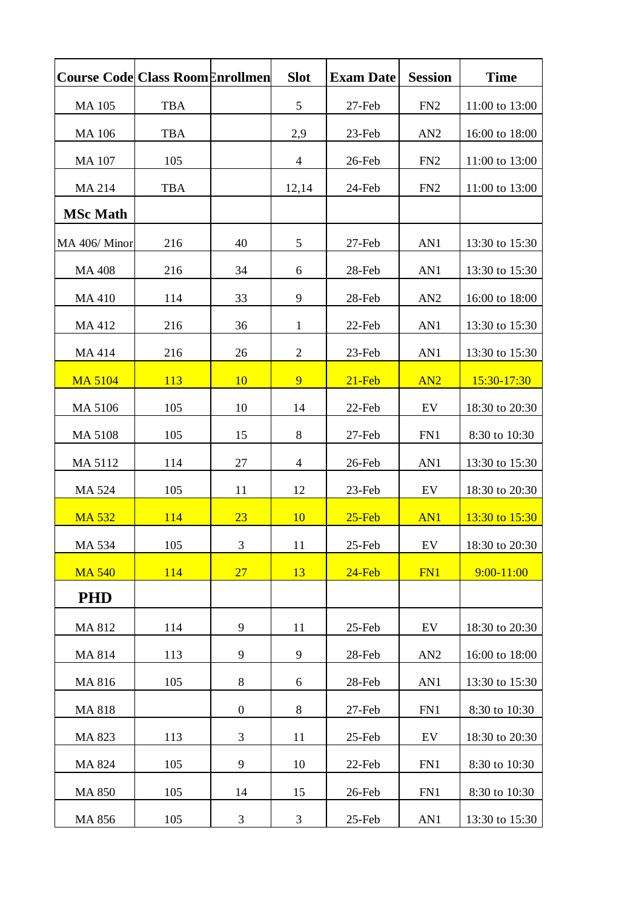| Course Code | Class Room | Enrollmen | Slot | Exam Date | Session | Time |
|---|---|---|---|---|---|---|
| MA 105 | TBA | | 5 | 27-Feb | FN2 | 11:00 to 13:00 |
| MA 106 | TBA | | 2,9 | 23-Feb | AN2 | 16:00 to 18:00 |
| MA 107 | 105 | | 4 | 26-Feb | FN2 | 11:00 to 13:00 |
| MA 214 | TBA | | 12,14 | 24-Feb | FN2 | 11:00 to 13:00 |
| **MSc Math** | | | | | | |
| MA 406/ Minor | 216 | 40 | 5 | 27-Feb | AN1 | 13:30 to 15:30 |
| MA 408 | 216 | 34 | 6 | 28-Feb | AN1 | 13:30 to 15:30 |
| MA 410 | 114 | 33 | 9 | 28-Feb | AN2 | 16:00 to 18:00 |
| MA 412 | 216 | 36 | 1 | 22-Feb | AN1 | 13:30 to 15:30 |
| MA 414 | 216 | 26 | 2 | 23-Feb | AN1 | 13:30 to 15:30 |
| MA 5104 | 113 | 10 | 9 | 21-Feb | AN2 | 15:30-17:30 |
| MA 5106 | 105 | 10 | 14 | 22-Feb | EV | 18:30 to 20:30 |
| MA 5108 | 105 | 15 | 8 | 27-Feb | FN1 | 8:30 to 10:30 |
| MA 5112 | 114 | 27 | 4 | 26-Feb | AN1 | 13:30 to 15:30 |
| MA 524 | 105 | 11 | 12 | 23-Feb | EV | 18:30 to 20:30 |
| MA 532 | 114 | 23 | 10 | 25-Feb | AN1 | 13:30 to 15:30 |
| MA 534 | 105 | 3 | 11 | 25-Feb | EV | 18:30 to 20:30 |
| MA 540 | 114 | 27 | 13 | 24-Feb | FN1 | 9:00-11:00 |
| **PHD** | | | | | | |
| MA 812 | 114 | 9 | 11 | 25-Feb | EV | 18:30 to 20:30 |
| MA 814 | 113 | 9 | 9 | 28-Feb | AN2 | 16:00 to 18:00 |
| MA 816 | 105 | 8 | 6 | 28-Feb | AN1 | 13:30 to 15:30 |
| MA 818 | | 0 | 8 | 27-Feb | FN1 | 8:30 to 10:30 |
| MA 823 | 113 | 3 | 11 | 25-Feb | EV | 18:30 to 20:30 |
| MA 824 | 105 | 9 | 10 | 22-Feb | FN1 | 8:30 to 10:30 |
| MA 850 | 105 | 14 | 15 | 26-Feb | FN1 | 8:30 to 10:30 |
| MA 856 | 105 | 3 | 3 | 25-Feb | AN1 | 13:30 to 15:30 |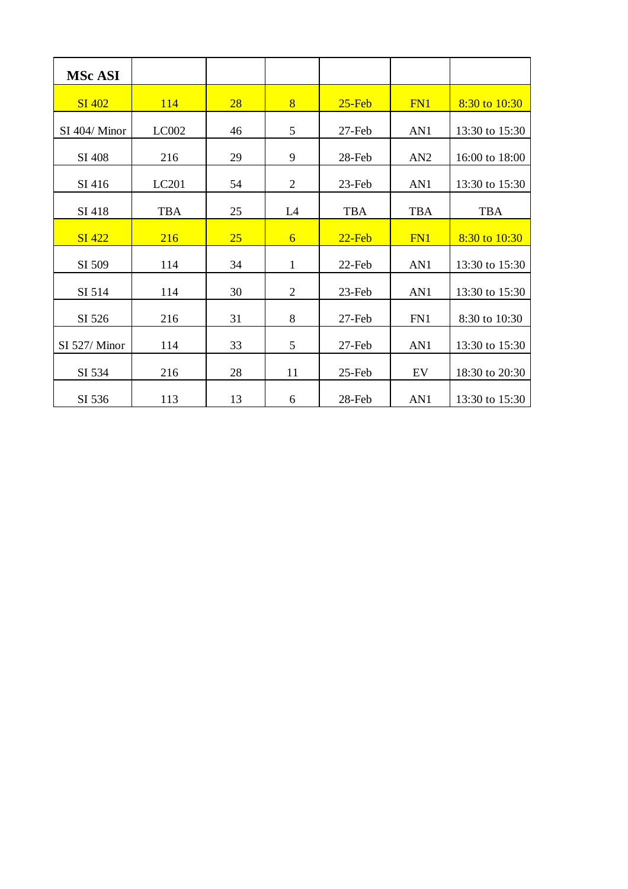| MSc ASI | | | | | | |
|---|---|---|---|---|---|---|
| SI 402 | 114 | 28 | 8 | 25-Feb | FN1 | 8:30 to 10:30 |
| SI 404/ Minor | LC002 | 46 | 5 | 27-Feb | AN1 | 13:30 to 15:30 |
| SI 408 | 216 | 29 | 9 | 28-Feb | AN2 | 16:00 to 18:00 |
| SI 416 | LC201 | 54 | 2 | 23-Feb | AN1 | 13:30 to 15:30 |
| SI 418 | TBA | 25 | L4 | TBA | TBA | TBA |
| SI 422 | 216 | 25 | 6 | 22-Feb | FN1 | 8:30 to 10:30 |
| SI 509 | 114 | 34 | 1 | 22-Feb | AN1 | 13:30 to 15:30 |
| SI 514 | 114 | 30 | 2 | 23-Feb | AN1 | 13:30 to 15:30 |
| SI 526 | 216 | 31 | 8 | 27-Feb | FN1 | 8:30 to 10:30 |
| SI 527/ Minor | 114 | 33 | 5 | 27-Feb | AN1 | 13:30 to 15:30 |
| SI 534 | 216 | 28 | 11 | 25-Feb | EV | 18:30 to 20:30 |
| SI 536 | 113 | 13 | 6 | 28-Feb | AN1 | 13:30 to 15:30 |